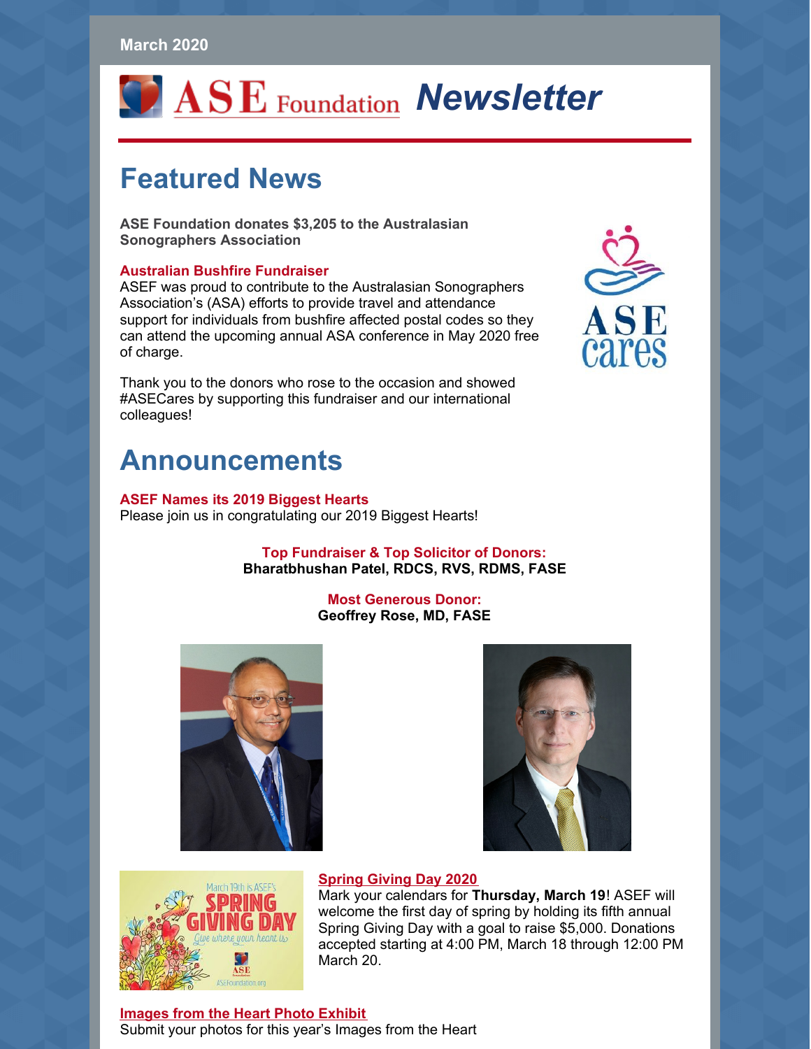March 2020

# ASE Foundation *Newsletter*

## Featured News

**ASE Foundation donates $3,205 to the Australasian Sonographers Association**

**Australian Bushfire Fundraiser**
ASEF was proud to contribute to the Australasian Sonographers Association's (ASA) efforts to provide travel and attendance support for individuals from bushfire affected postal codes so they can attend the upcoming annual ASA conference in May 2020 free of charge.

Thank you to the donors who rose to the occasion and showed #ASECares by supporting this fundraiser and our international colleagues!

## Announcements

**ASEF Names its 2019 Biggest Hearts**
Please join us in congratulating our 2019 Biggest Hearts!

**Top Fundraiser & Top Solicitor of Donors:**
**Bharatbhushan Patel, RDCS, RVS, RDMS, FASE**

**Most Generous Donor:**
**Geoffrey Rose, MD, FASE**

**Spring Giving Day 2020**
Mark your calendars for **Thursday, March 19**! ASEF will welcome the first day of spring by holding its fifth annual Spring Giving Day with a goal to raise $5,000. Donations accepted starting at 4:00 PM, March 18 through 12:00 PM March 20.

**Images from the Heart Photo Exhibit**
Submit your photos for this year's Images from the Heart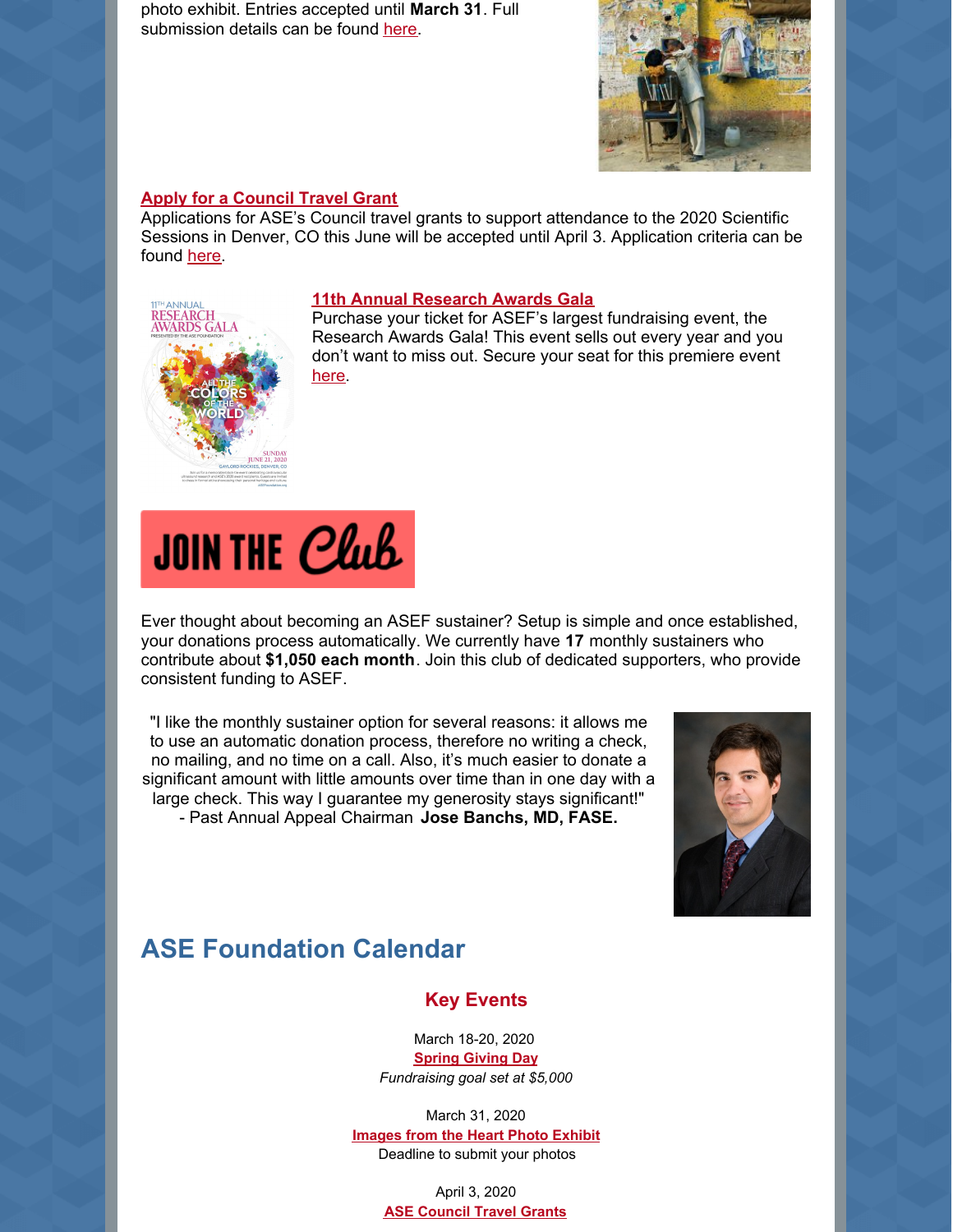photo exhibit. Entries accepted until **March 31**. Full submission details can be found here.

**Apply for a Council Travel Grant**

Applications for ASE's Council travel grants to support attendance to the 2020 Scientific Sessions in Denver, CO this June will be accepted until April 3. Application criteria can be found here.

**11th Annual Research Awards Gala**

Purchase your ticket for ASEF's largest fundraising event, the Research Awards Gala! This event sells out every year and you don't want to miss out. Secure your seat for this premiere event here.

JOIN THE Club

Ever thought about becoming an ASEF sustainer? Setup is simple and once established, your donations process automatically. We currently have **17** monthly sustainers who contribute about **$1,050 each month**. Join this club of dedicated supporters, who provide consistent funding to ASEF.

"I like the monthly sustainer option for several reasons: it allows me to use an automatic donation process, therefore no writing a check, no mailing, and no time on a call. Also, it's much easier to donate a significant amount with little amounts over time than in one day with a large check. This way I guarantee my generosity stays significant!"
- Past Annual Appeal Chairman **Jose Banchs, MD, FASE.**

## ASE Foundation Calendar

### Key Events

March 18-20, 2020
**Spring Giving Day**
*Fundraising goal set at $5,000*

March 31, 2020
**Images from the Heart Photo Exhibit**
Deadline to submit your photos

April 3, 2020
**ASE Council Travel Grants**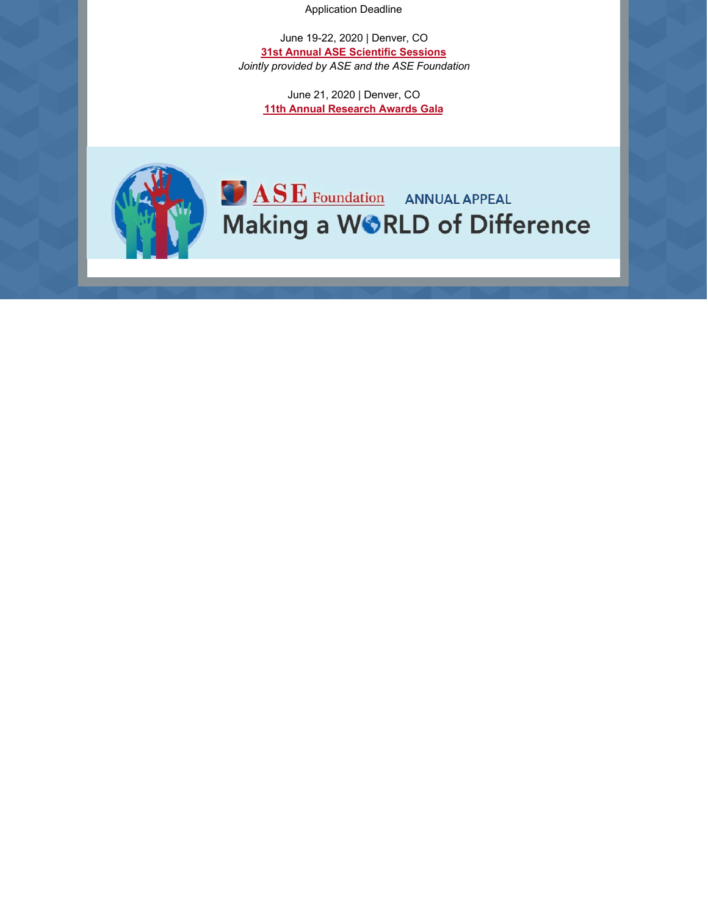Application Deadline

June 19-22, 2020 | Denver, CO
**31st Annual ASE Scientific Sessions**
*Jointly provided by ASE and the ASE Foundation*

June 21, 2020 | Denver, CO
**11th Annual Research Awards Gala**

ASE Foundation ANNUAL APPEAL
Making a WORLD of Difference